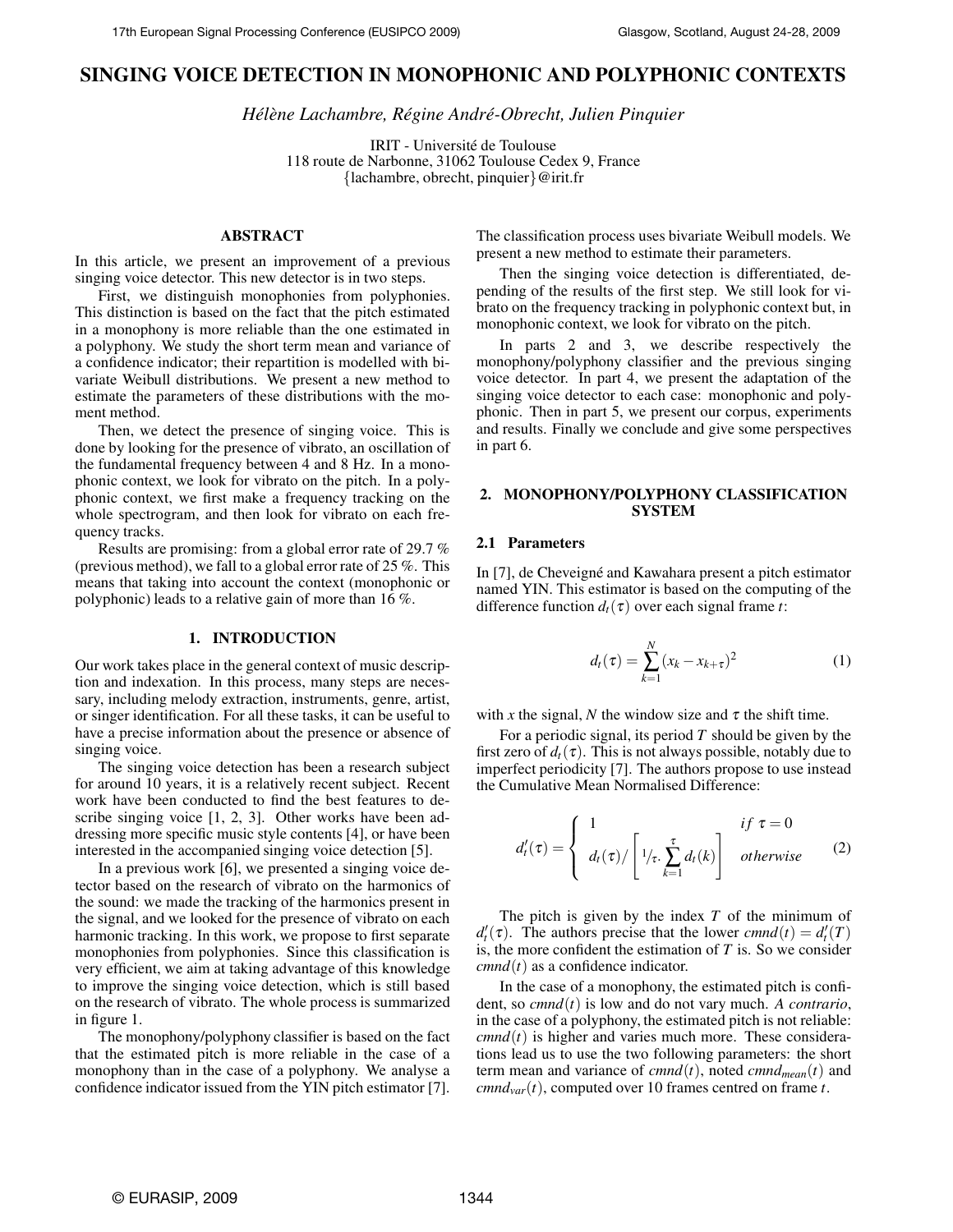# SINGING VOICE DETECTION IN MONOPHONIC AND POLYPHONIC CONTEXTS

*Hélène Lachambre, Régine André-Obrecht, Julien Pinquier*

IRIT - Université de Toulouse
118 route de Narbonne, 31062 Toulouse Cedex 9, France
{lachambre, obrecht, pinquier}@irit.fr

## ABSTRACT

In this article, we present an improvement of a previous singing voice detector. This new detector is in two steps.

First, we distinguish monophonies from polyphonies. This distinction is based on the fact that the pitch estimated in a monophony is more reliable than the one estimated in a polyphony. We study the short term mean and variance of a confidence indicator; their repartition is modelled with bivariate Weibull distributions. We present a new method to estimate the parameters of these distributions with the moment method.

Then, we detect the presence of singing voice. This is done by looking for the presence of vibrato, an oscillation of the fundamental frequency between 4 and 8 Hz. In a monophonic context, we look for vibrato on the pitch. In a polyphonic context, we first make a frequency tracking on the whole spectrogram, and then look for vibrato on each frequency tracks.

Results are promising: from a global error rate of 29.7 % (previous method), we fall to a global error rate of 25 %. This means that taking into account the context (monophonic or polyphonic) leads to a relative gain of more than 16 %.

## 1. INTRODUCTION

Our work takes place in the general context of music description and indexation. In this process, many steps are necessary, including melody extraction, instruments, genre, artist, or singer identification. For all these tasks, it can be useful to have a precise information about the presence or absence of singing voice.

The singing voice detection has been a research subject for around 10 years, it is a relatively recent subject. Recent work have been conducted to find the best features to describe singing voice [1, 2, 3]. Other works have been addressing more specific music style contents [4], or have been interested in the accompanied singing voice detection [5].

In a previous work [6], we presented a singing voice detector based on the research of vibrato on the harmonics of the sound: we made the tracking of the harmonics present in the signal, and we looked for the presence of vibrato on each harmonic tracking. In this work, we propose to first separate monophonies from polyphonies. Since this classification is very efficient, we aim at taking advantage of this knowledge to improve the singing voice detection, which is still based on the research of vibrato. The whole process is summarized in figure 1.

The monophony/polyphony classifier is based on the fact that the estimated pitch is more reliable in the case of a monophony than in the case of a polyphony. We analyse a confidence indicator issued from the YIN pitch estimator [7]. The classification process uses bivariate Weibull models. We present a new method to estimate their parameters.

Then the singing voice detection is differentiated, depending of the results of the first step. We still look for vibrato on the frequency tracking in polyphonic context but, in monophonic context, we look for vibrato on the pitch.

In parts 2 and 3, we describe respectively the monophony/polyphony classifier and the previous singing voice detector. In part 4, we present the adaptation of the singing voice detector to each case: monophonic and polyphonic. Then in part 5, we present our corpus, experiments and results. Finally we conclude and give some perspectives in part 6.

## 2. MONOPHONY/POLYPHONY CLASSIFICATION SYSTEM

### 2.1 Parameters

In [7], de Cheveigné and Kawahara present a pitch estimator named YIN. This estimator is based on the computing of the difference function $d_t(\tau)$ over each signal frame $t$:

$$d_t(\tau) = \sum_{k=1}^{N} (x_k - x_{k+\tau})^2 \tag{1}$$

with $x$ the signal, $N$ the window size and $\tau$ the shift time.

For a periodic signal, its period $T$ should be given by the first zero of $d_t(\tau)$. This is not always possible, notably due to imperfect periodicity [7]. The authors propose to use instead the Cumulative Mean Normalised Difference:

$$d'_t(\tau) = \begin{cases} 1 & if\ \tau = 0 \\ d_t(\tau) / \left[ {}^1\!/\!_\tau . \sum_{k=1}^{\tau} d_t(k) \right] & otherwise \end{cases} \tag{2}$$

The pitch is given by the index $T$ of the minimum of $d'_t(\tau)$. The authors precise that the lower $cmnd(t) = d'_t(T)$ is, the more confident the estimation of $T$ is. So we consider $cmnd(t)$ as a confidence indicator.

In the case of a monophony, the estimated pitch is confident, so $cmnd(t)$ is low and do not vary much. *A contrario*, in the case of a polyphony, the estimated pitch is not reliable: $cmnd(t)$ is higher and varies much more. These considerations lead us to use the two following parameters: the short term mean and variance of $cmnd(t)$, noted $cmnd_{mean}(t)$ and $cmnd_{var}(t)$, computed over 10 frames centred on frame $t$.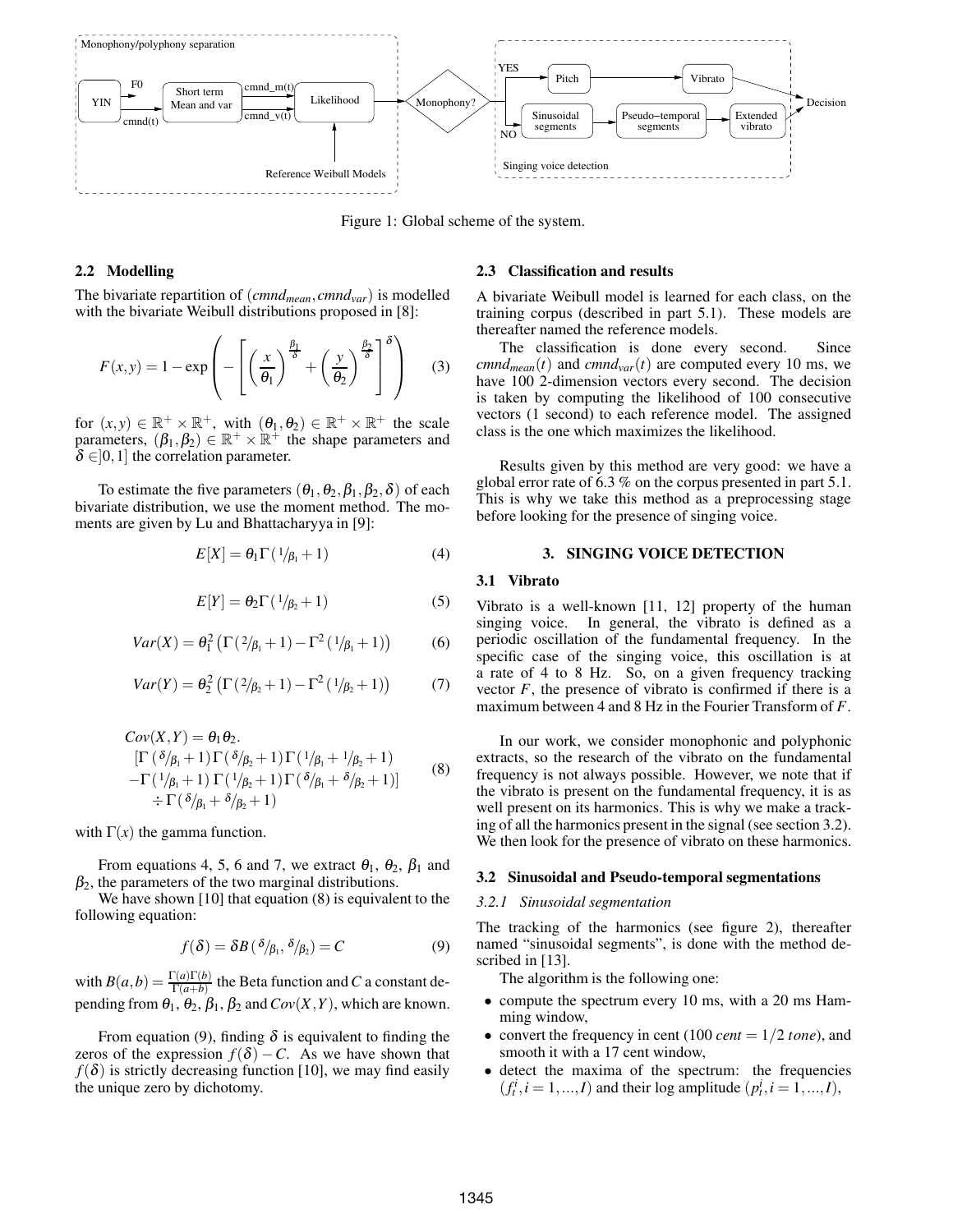Figure 1: Global scheme of the system.

### 2.2 Modelling

The bivariate repartition of $(cmnd_{mean}, cmnd_{var})$ is modelled with the bivariate Weibull distributions proposed in [8]:

$$F(x,y) = 1 - \exp\left(-\left[\left(\frac{x}{\theta_1}\right)^{\frac{\beta_1}{\delta}} + \left(\frac{y}{\theta_2}\right)^{\frac{\beta_2}{\delta}}\right]^{\delta}\right) \quad (3)$$

for $(x,y) \in \mathbb{R}^+ \times \mathbb{R}^+$, with $(\theta_1, \theta_2) \in \mathbb{R}^+ \times \mathbb{R}^+$ the scale parameters, $(\beta_1, \beta_2) \in \mathbb{R}^+ \times \mathbb{R}^+$ the shape parameters and $\delta \in ]0,1]$ the correlation parameter.

To estimate the five parameters $(\theta_1, \theta_2, \beta_1, \beta_2, \delta)$ of each bivariate distribution, we use the moment method. The moments are given by Lu and Bhattacharyya in [9]:

$$E[X] = \theta_1 \Gamma\left({}^{1}\!/_{\beta_1} + 1\right) \quad (4)$$

$$E[Y] = \theta_2 \Gamma\left({}^{1}\!/_{\beta_2} + 1\right) \quad (5)$$

$$Var(X) = \theta_1^2 \left(\Gamma\left({}^{2}\!/_{\beta_1} + 1\right) - \Gamma^2\left({}^{1}\!/_{\beta_1} + 1\right)\right) \quad (6)$$

$$Var(Y) = \theta_2^2 \left(\Gamma\left({}^{2}\!/_{\beta_2} + 1\right) - \Gamma^2\left({}^{1}\!/_{\beta_2} + 1\right)\right) \quad (7)$$

$$\begin{aligned} Cov(X,Y) &= \theta_1\theta_2. \\ &[\Gamma\left({}^{\delta}\!/_{\beta_1} + 1\right)\Gamma\left({}^{\delta}\!/_{\beta_2} + 1\right)\Gamma\left({}^{1}\!/_{\beta_1} + {}^{1}\!/_{\beta_2} + 1\right) \\ &-\Gamma\left({}^{1}\!/_{\beta_1} + 1\right)\Gamma\left({}^{1}\!/_{\beta_2} + 1\right)\Gamma\left({}^{\delta}\!/_{\beta_1} + {}^{\delta}\!/_{\beta_2} + 1\right)] \\ &\div \Gamma\left({}^{\delta}\!/_{\beta_1} + {}^{\delta}\!/_{\beta_2} + 1\right) \end{aligned} \quad (8)$$

with $\Gamma(x)$ the gamma function.

From equations 4, 5, 6 and 7, we extract $\theta_1$, $\theta_2$, $\beta_1$ and $\beta_2$, the parameters of the two marginal distributions.

We have shown [10] that equation (8) is equivalent to the following equation:

$$f(\delta) = \delta B\left({}^{\delta}\!/_{\beta_1}, {}^{\delta}\!/_{\beta_2}\right) = C \quad (9)$$

with $B(a,b) = \frac{\Gamma(a)\Gamma(b)}{\Gamma(a+b)}$ the Beta function and $C$ a constant depending from $\theta_1$, $\theta_2$, $\beta_1$, $\beta_2$ and $Cov(X,Y)$, which are known.

From equation (9), finding $\delta$ is equivalent to finding the zeros of the expression $f(\delta) - C$. As we have shown that $f(\delta)$ is strictly decreasing function [10], we may find easily the unique zero by dichotomy.

### 2.3 Classification and results

A bivariate Weibull model is learned for each class, on the training corpus (described in part 5.1). These models are thereafter named the reference models.

The classification is done every second. Since $cmnd_{mean}(t)$ and $cmnd_{var}(t)$ are computed every 10 ms, we have 100 2-dimension vectors every second. The decision is taken by computing the likelihood of 100 consecutive vectors (1 second) to each reference model. The assigned class is the one which maximizes the likelihood.

Results given by this method are very good: we have a global error rate of 6.3 % on the corpus presented in part 5.1. This is why we take this method as a preprocessing stage before looking for the presence of singing voice.

## 3. SINGING VOICE DETECTION

### 3.1 Vibrato

Vibrato is a well-known [11, 12] property of the human singing voice. In general, the vibrato is defined as a periodic oscillation of the fundamental frequency. In the specific case of the singing voice, this oscillation is at a rate of 4 to 8 Hz. So, on a given frequency tracking vector $F$, the presence of vibrato is confirmed if there is a maximum between 4 and 8 Hz in the Fourier Transform of $F$.

In our work, we consider monophonic and polyphonic extracts, so the research of the vibrato on the fundamental frequency is not always possible. However, we note that if the vibrato is present on the fundamental frequency, it is as well present on its harmonics. This is why we make a tracking of all the harmonics present in the signal (see section 3.2). We then look for the presence of vibrato on these harmonics.

### 3.2 Sinusoidal and Pseudo-temporal segmentations

#### 3.2.1 Sinusoidal segmentation

The tracking of the harmonics (see figure 2), thereafter named "sinusoidal segments", is done with the method described in [13].

The algorithm is the following one:

- compute the spectrum every 10 ms, with a 20 ms Hamming window,
- convert the frequency in cent ($100\ cent = 1/2\ tone$), and smooth it with a 17 cent window,
- detect the maxima of the spectrum: the frequencies $(f_t^i, i = 1, ..., I)$ and their log amplitude $(p_t^i, i = 1, ..., I)$,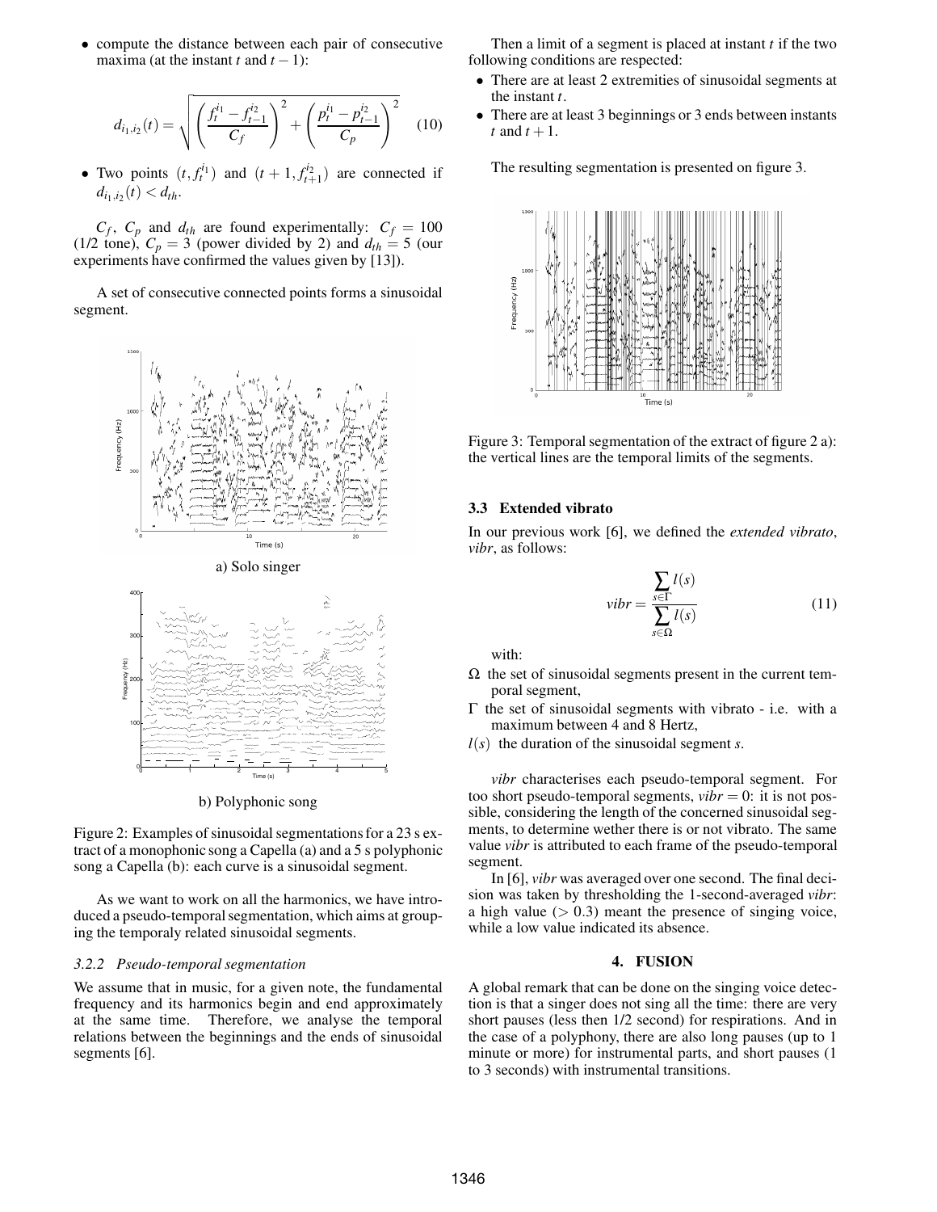- compute the distance between each pair of consecutive maxima (at the instant $t$ and $t-1$):

$$d_{i_1,i_2}(t) = \sqrt{\left(\frac{f_t^{i_1} - f_{t-1}^{i_2}}{C_f}\right)^2 + \left(\frac{p_t^{i_1} - p_{t-1}^{i_2}}{C_p}\right)^2} \quad (10)$$

- Two points $(t, f_t^{i_1})$ and $(t+1, f_{t+1}^{i_2})$ are connected if $d_{i_1,i_2}(t) < d_{th}$.

$C_f$, $C_p$ and $d_{th}$ are found experimentally: $C_f = 100$ (1/2 tone), $C_p = 3$ (power divided by 2) and $d_{th} = 5$ (our experiments have confirmed the values given by [13]).

A set of consecutive connected points forms a sinusoidal segment.

a) Solo singer

b) Polyphonic song

Figure 2: Examples of sinusoidal segmentations for a 23 s extract of a monophonic song a Capella (a) and a 5 s polyphonic song a Capella (b): each curve is a sinusoidal segment.

As we want to work on all the harmonics, we have introduced a pseudo-temporal segmentation, which aims at grouping the temporaly related sinusoidal segments.

#### 3.2.2 Pseudo-temporal segmentation

We assume that in music, for a given note, the fundamental frequency and its harmonics begin and end approximately at the same time. Therefore, we analyse the temporal relations between the beginnings and the ends of sinusoidal segments [6].

Then a limit of a segment is placed at instant $t$ if the two following conditions are respected:

- There are at least 2 extremities of sinusoidal segments at the instant $t$.
- There are at least 3 beginnings or 3 ends between instants $t$ and $t+1$.

The resulting segmentation is presented on figure 3.

Figure 3: Temporal segmentation of the extract of figure 2 a): the vertical lines are the temporal limits of the segments.

### 3.3 Extended vibrato

In our previous work [6], we defined the *extended vibrato*, *vibr*, as follows:

$$vibr = \frac{\sum_{s \in \Gamma} l(s)}{\sum_{s \in \Omega} l(s)} \quad (11)$$

with:

- $\Omega$ the set of sinusoidal segments present in the current temporal segment,
- $\Gamma$ the set of sinusoidal segments with vibrato - i.e. with a maximum between 4 and 8 Hertz,
- $l(s)$ the duration of the sinusoidal segment $s$.

*vibr* characterises each pseudo-temporal segment. For too short pseudo-temporal segments, $vibr = 0$: it is not possible, considering the length of the concerned sinusoidal segments, to determine wether there is or not vibrato. The same value *vibr* is attributed to each frame of the pseudo-temporal segment.

In [6], *vibr* was averaged over one second. The final decision was taken by thresholding the 1-second-averaged *vibr*: a high value ($> 0.3$) meant the presence of singing voice, while a low value indicated its absence.

## 4. FUSION

A global remark that can be done on the singing voice detection is that a singer does not sing all the time: there are very short pauses (less then 1/2 second) for respirations. And in the case of a polyphony, there are also long pauses (up to 1 minute or more) for instrumental parts, and short pauses (1 to 3 seconds) with instrumental transitions.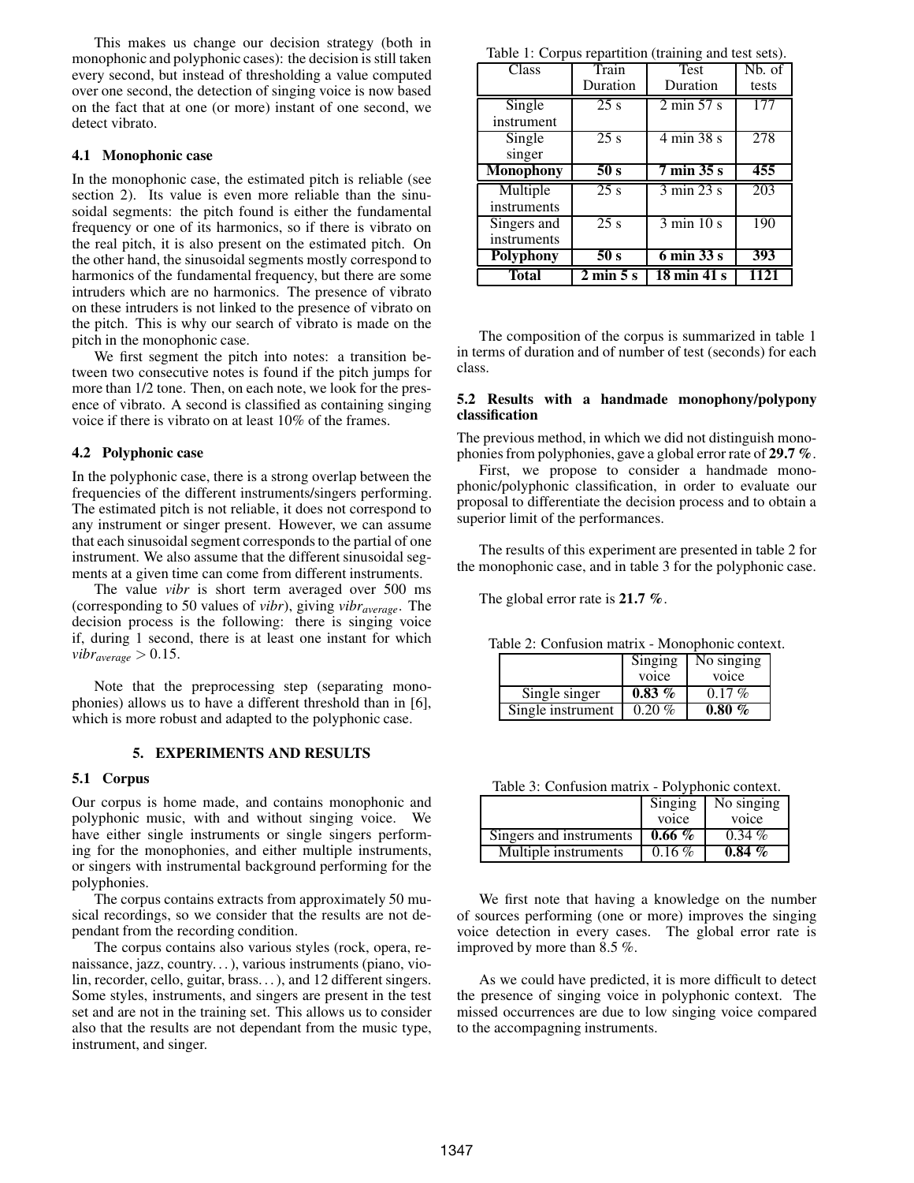This makes us change our decision strategy (both in monophonic and polyphonic cases): the decision is still taken every second, but instead of thresholding a value computed over one second, the detection of singing voice is now based on the fact that at one (or more) instant of one second, we detect vibrato.

### 4.1 Monophonic case

In the monophonic case, the estimated pitch is reliable (see section 2). Its value is even more reliable than the sinusoidal segments: the pitch found is either the fundamental frequency or one of its harmonics, so if there is vibrato on the real pitch, it is also present on the estimated pitch. On the other hand, the sinusoidal segments mostly correspond to harmonics of the fundamental frequency, but there are some intruders which are no harmonics. The presence of vibrato on these intruders is not linked to the presence of vibrato on the pitch. This is why our search of vibrato is made on the pitch in the monophonic case.

We first segment the pitch into notes: a transition between two consecutive notes is found if the pitch jumps for more than 1/2 tone. Then, on each note, we look for the presence of vibrato. A second is classified as containing singing voice if there is vibrato on at least 10% of the frames.

### 4.2 Polyphonic case

In the polyphonic case, there is a strong overlap between the frequencies of the different instruments/singers performing. The estimated pitch is not reliable, it does not correspond to any instrument or singer present. However, we can assume that each sinusoidal segment corresponds to the partial of one instrument. We also assume that the different sinusoidal segments at a given time can come from different instruments.

The value *vibr* is short term averaged over 500 ms (corresponding to 50 values of *vibr*), giving $vibr_{average}$. The decision process is the following: there is singing voice if, during 1 second, there is at least one instant for which $vibr_{average} > 0.15$.

Note that the preprocessing step (separating monophonies) allows us to have a different threshold than in [6], which is more robust and adapted to the polyphonic case.

## 5. EXPERIMENTS AND RESULTS

### 5.1 Corpus

Our corpus is home made, and contains monophonic and polyphonic music, with and without singing voice. We have either single instruments or single singers performing for the monophonies, and either multiple instruments, or singers with instrumental background performing for the polyphonies.

The corpus contains extracts from approximately 50 musical recordings, so we consider that the results are not dependant from the recording condition.

The corpus contains also various styles (rock, opera, renaissance, jazz, country…), various instruments (piano, violin, recorder, cello, guitar, brass…), and 12 different singers. Some styles, instruments, and singers are present in the test set and are not in the training set. This allows us to consider also that the results are not dependant from the music type, instrument, and singer.

Table 1: Corpus repartition (training and test sets).

| Class | Train Duration | Test Duration | Nb. of tests |
|---|---|---|---|
| Single instrument | 25 s | 2 min 57 s | 177 |
| Single singer | 25 s | 4 min 38 s | 278 |
| **Monophony** | **50 s** | **7 min 35 s** | **455** |
| Multiple instruments | 25 s | 3 min 23 s | 203 |
| Singers and instruments | 25 s | 3 min 10 s | 190 |
| **Polyphony** | **50 s** | **6 min 33 s** | **393** |
| **Total** | **2 min 5 s** | **18 min 41 s** | **1121** |

The composition of the corpus is summarized in table 1 in terms of duration and of number of test (seconds) for each class.

### 5.2 Results with a handmade monophony/polypony classification

The previous method, in which we did not distinguish monophonies from polyphonies, gave a global error rate of **29.7 %**.

First, we propose to consider a handmade monophonic/polyphonic classification, in order to evaluate our proposal to differentiate the decision process and to obtain a superior limit of the performances.

The results of this experiment are presented in table 2 for the monophonic case, and in table 3 for the polyphonic case.

The global error rate is **21.7 %**.

Table 2: Confusion matrix - Monophonic context.

| | Singing voice | No singing voice |
|---|---|---|
| Single singer | **0.83 %** | 0.17 % |
| Single instrument | 0.20 % | **0.80 %** |

Table 3: Confusion matrix - Polyphonic context.

| | Singing voice | No singing voice |
|---|---|---|
| Singers and instruments | **0.66 %** | 0.34 % |
| Multiple instruments | 0.16 % | **0.84 %** |

We first note that having a knowledge on the number of sources performing (one or more) improves the singing voice detection in every cases. The global error rate is improved by more than 8.5 %.

As we could have predicted, it is more difficult to detect the presence of singing voice in polyphonic context. The missed occurrences are due to low singing voice compared to the accompagning instruments.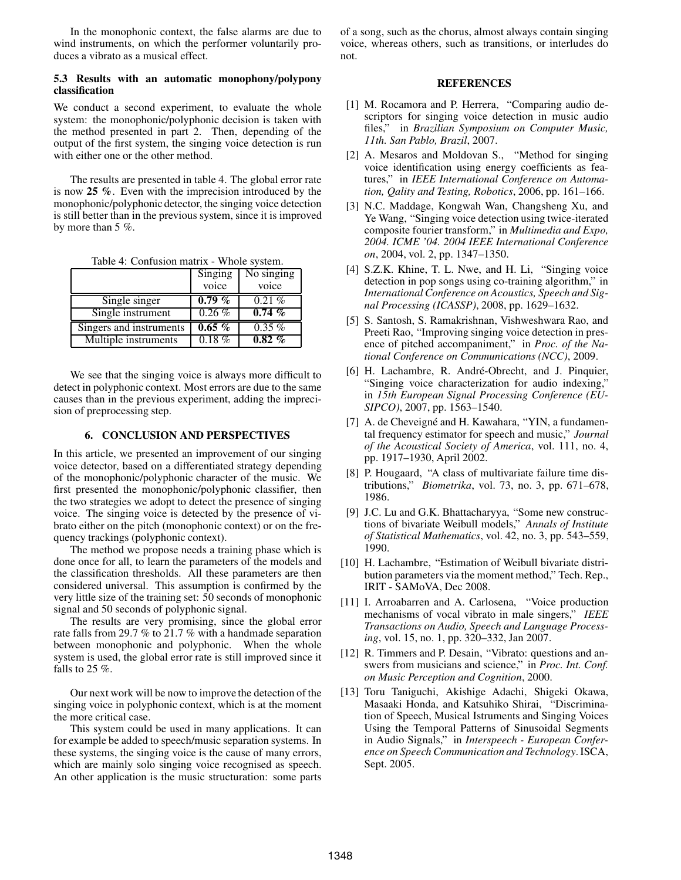In the monophonic context, the false alarms are due to wind instruments, on which the performer voluntarily produces a vibrato as a musical effect.

### 5.3 Results with an automatic monophony/polypony classification

We conduct a second experiment, to evaluate the whole system: the monophonic/polyphonic decision is taken with the method presented in part 2. Then, depending of the output of the first system, the singing voice detection is run with either one or the other method.

The results are presented in table 4. The global error rate is now **25 %**. Even with the imprecision introduced by the monophonic/polyphonic detector, the singing voice detection is still better than in the previous system, since it is improved by more than 5 %.

Table 4: Confusion matrix - Whole system.

| | Singing voice | No singing voice |
|---|---|---|
| Single singer | **0.79 %** | 0.21 % |
| Single instrument | 0.26 % | **0.74 %** |
| Singers and instruments | **0.65 %** | 0.35 % |
| Multiple instruments | 0.18 % | **0.82 %** |

We see that the singing voice is always more difficult to detect in polyphonic context. Most errors are due to the same causes than in the previous experiment, adding the imprecision of preprocessing step.

## 6. CONCLUSION AND PERSPECTIVES

In this article, we presented an improvement of our singing voice detector, based on a differentiated strategy depending of the monophonic/polyphonic character of the music. We first presented the monophonic/polyphonic classifier, then the two strategies we adopt to detect the presence of singing voice. The singing voice is detected by the presence of vibrato either on the pitch (monophonic context) or on the frequency trackings (polyphonic context).

The method we propose needs a training phase which is done once for all, to learn the parameters of the models and the classification thresholds. All these parameters are then considered universal. This assumption is confirmed by the very little size of the training set: 50 seconds of monophonic signal and 50 seconds of polyphonic signal.

The results are very promising, since the global error rate falls from 29.7 % to 21.7 % with a handmade separation between monophonic and polyphonic. When the whole system is used, the global error rate is still improved since it falls to 25 %.

Our next work will be now to improve the detection of the singing voice in polyphonic context, which is at the moment the more critical case.

This system could be used in many applications. It can for example be added to speech/music separation systems. In these systems, the singing voice is the cause of many errors, which are mainly solo singing voice recognised as speech. An other application is the music structuration: some parts of a song, such as the chorus, almost always contain singing voice, whereas others, such as transitions, or interludes do not.

## REFERENCES

[1] M. Rocamora and P. Herrera, "Comparing audio descriptors for singing voice detection in music audio files," in *Brazilian Symposium on Computer Music, 11th. San Pablo, Brazil*, 2007.

[2] A. Mesaros and Moldovan S., "Method for singing voice identification using energy coefficients as features," in *IEEE International Conference on Automation, Qality and Testing, Robotics*, 2006, pp. 161–166.

[3] N.C. Maddage, Kongwah Wan, Changsheng Xu, and Ye Wang, "Singing voice detection using twice-iterated composite fourier transform," in *Multimedia and Expo, 2004. ICME '04. 2004 IEEE International Conference on*, 2004, vol. 2, pp. 1347–1350.

[4] S.Z.K. Khine, T. L. Nwe, and H. Li, "Singing voice detection in pop songs using co-training algorithm," in *International Conference on Acoustics, Speech and Signal Processing (ICASSP)*, 2008, pp. 1629–1632.

[5] S. Santosh, S. Ramakrishnan, Vishweshwara Rao, and Preeti Rao, "Improving singing voice detection in presence of pitched accompaniment," in *Proc. of the National Conference on Communications (NCC)*, 2009.

[6] H. Lachambre, R. André-Obrecht, and J. Pinquier, "Singing voice characterization for audio indexing," in *15th European Signal Processing Conference (EUSIPCO)*, 2007, pp. 1563–1540.

[7] A. de Cheveigné and H. Kawahara, "YIN, a fundamental frequency estimator for speech and music," *Journal of the Acoustical Society of America*, vol. 111, no. 4, pp. 1917–1930, April 2002.

[8] P. Hougaard, "A class of multivariate failure time distributions," *Biometrika*, vol. 73, no. 3, pp. 671–678, 1986.

[9] J.C. Lu and G.K. Bhattacharyya, "Some new constructions of bivariate Weibull models," *Annals of Institute of Statistical Mathematics*, vol. 42, no. 3, pp. 543–559, 1990.

[10] H. Lachambre, "Estimation of Weibull bivariate distribution parameters via the moment method," Tech. Rep., IRIT - SAMoVA, Dec 2008.

[11] I. Arroabarren and A. Carlosena, "Voice production mechanisms of vocal vibrato in male singers," *IEEE Transactions on Audio, Speech and Language Processing*, vol. 15, no. 1, pp. 320–332, Jan 2007.

[12] R. Timmers and P. Desain, "Vibrato: questions and answers from musicians and science," in *Proc. Int. Conf. on Music Perception and Cognition*, 2000.

[13] Toru Taniguchi, Akishige Adachi, Shigeki Okawa, Masaaki Honda, and Katsuhiko Shirai, "Discrimination of Speech, Musical Istruments and Singing Voices Using the Temporal Patterns of Sinusoidal Segments in Audio Signals," in *Interspeech - European Conference on Speech Communication and Technology*. ISCA, Sept. 2005.